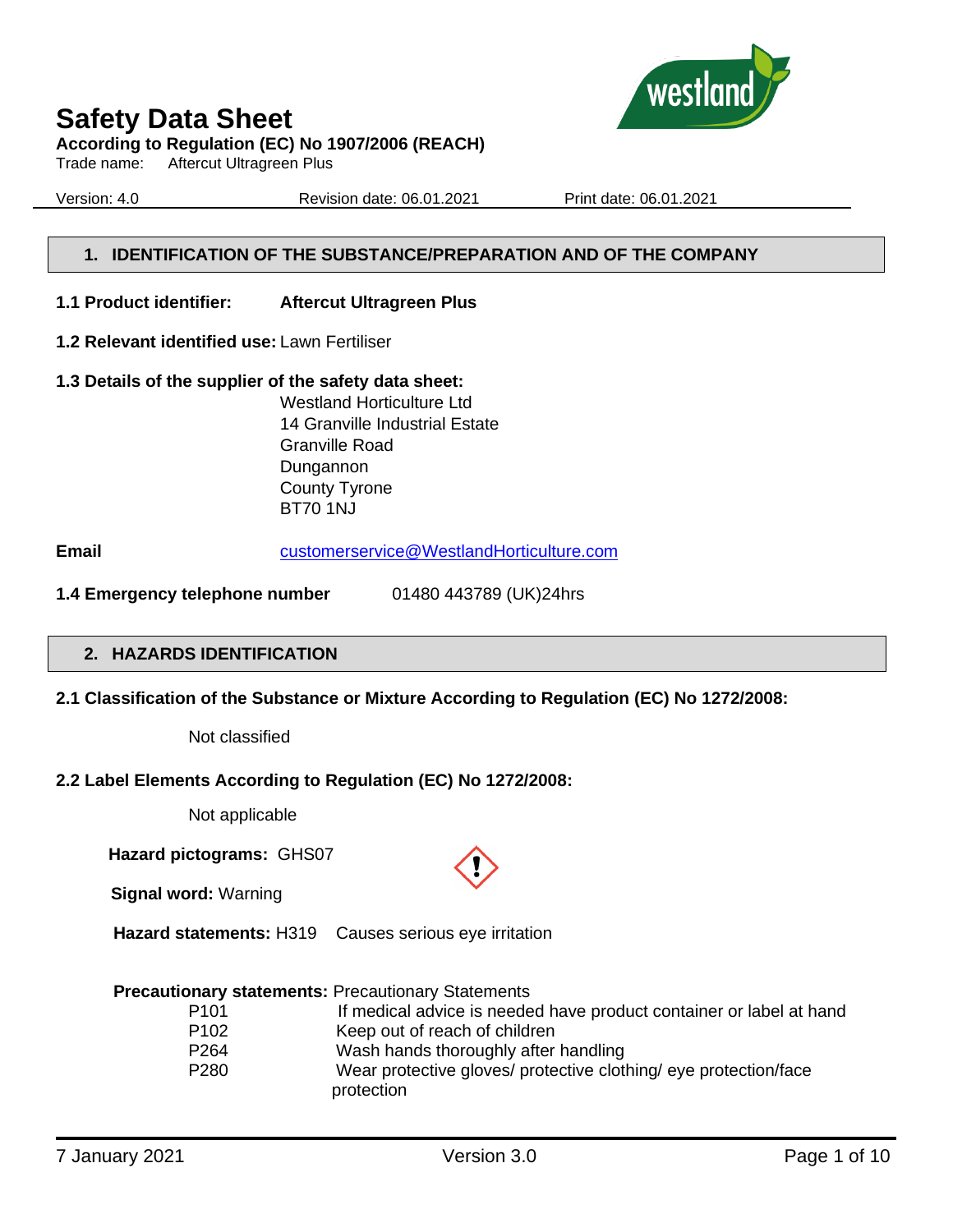# Safety Data Sheet

**According to Regulation (EC) No 1907/2006 (REACH)**

Trade name: Aftercut Ultragreen Plus

Version: 4.0 | Revision date: 06.01.2021 | Print date: 06.01.2021

## 1. IDENTIFICATION OF THE SUBSTANCE/PREPARATION AND OF THE COMPANY

**1.1 Product identifier:** **Aftercut Ultragreen Plus**

**1.2 Relevant identified use:** Lawn Fertiliser

**1.3 Details of the supplier of the safety data sheet:**

Westland Horticulture Ltd
14 Granville Industrial Estate
Granville Road
Dungannon
County Tyrone
BT70 1NJ

**Email** customerservice@WestlandHorticulture.com

**1.4 Emergency telephone number** 01480 443789 (UK)24hrs

## 2. HAZARDS IDENTIFICATION

**2.1 Classification of the Substance or Mixture According to Regulation (EC) No 1272/2008:**

Not classified

**2.2 Label Elements According to Regulation (EC) No 1272/2008:**

Not applicable

**Hazard pictograms:** GHS07

**Signal word:** Warning

**Hazard statements:** H319 Causes serious eye irritation

**Precautionary statements:** Precautionary Statements

| | |
|---|---|
| P101 | If medical advice is needed have product container or label at hand |
| P102 | Keep out of reach of children |
| P264 | Wash hands thoroughly after handling |
| P280 | Wear protective gloves/ protective clothing/ eye protection/face protection |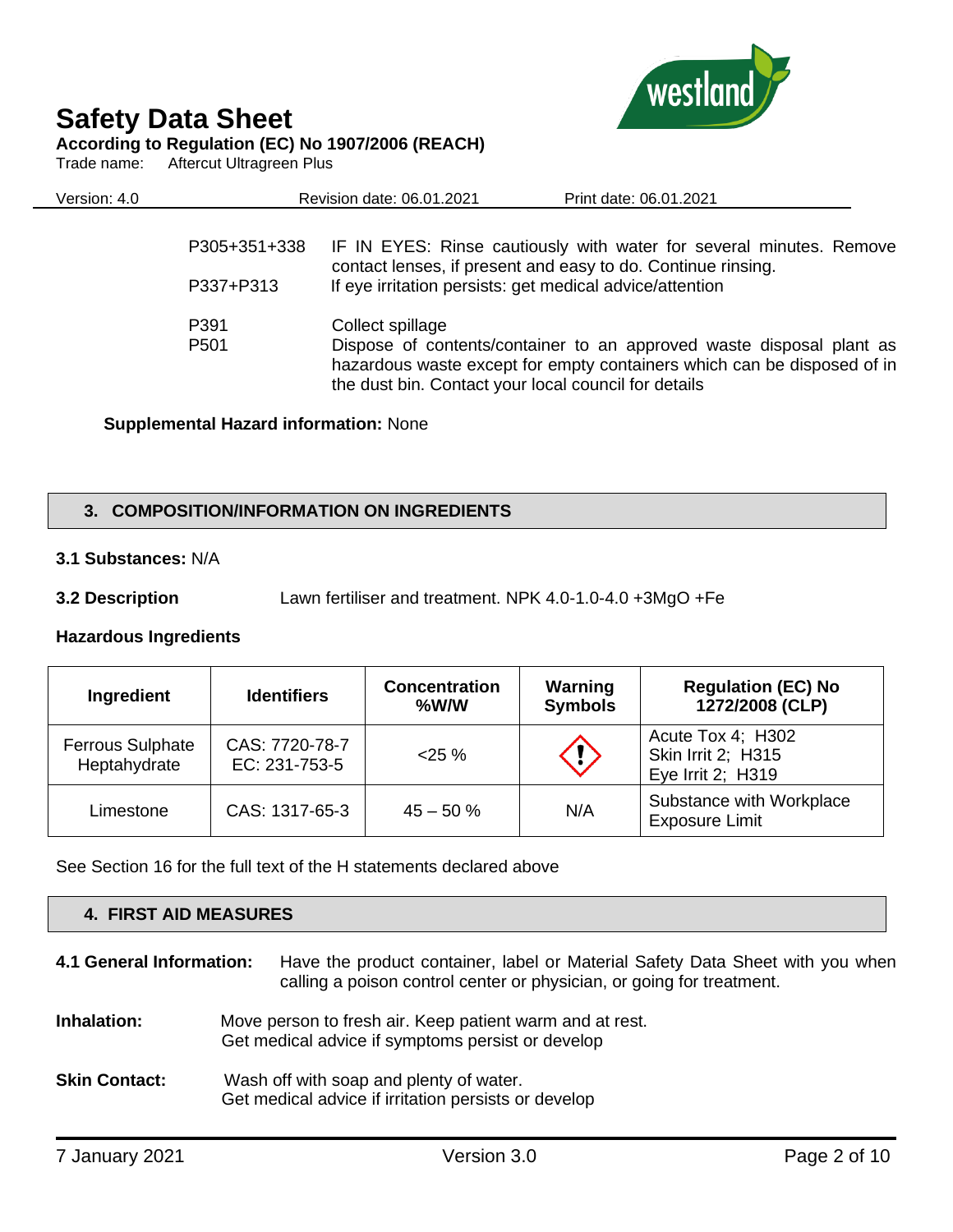| | |
|---|---|
| P305+351+338 | IF IN EYES: Rinse cautiously with water for several minutes. Remove contact lenses, if present and easy to do. Continue rinsing. |
| P337+P313 | If eye irritation persists: get medical advice/attention |
| P391 | Collect spillage |
| P501 | Dispose of contents/container to an approved waste disposal plant as hazardous waste except for empty containers which can be disposed of in the dust bin. Contact your local council for details |

**Supplemental Hazard information:** None

## 3. COMPOSITION/INFORMATION ON INGREDIENTS

**3.1 Substances:** N/A

**3.2 Description** Lawn fertiliser and treatment. NPK 4.0-1.0-4.0 +3MgO +Fe

**Hazardous Ingredients**

| Ingredient | Identifiers | Concentration %W/W | Warning Symbols | Regulation (EC) No 1272/2008 (CLP) |
|---|---|---|---|---|
| Ferrous Sulphate Heptahydrate | CAS: 7720-78-7<br>EC: 231-753-5 | <25 % | | Acute Tox 4; H302<br>Skin Irrit 2; H315<br>Eye Irrit 2; H319 |
| Limestone | CAS: 1317-65-3 | 45 – 50 % | N/A | Substance with Workplace Exposure Limit |

See Section 16 for the full text of the H statements declared above

## 4. FIRST AID MEASURES

**4.1 General Information:** Have the product container, label or Material Safety Data Sheet with you when calling a poison control center or physician, or going for treatment.

**Inhalation:** Move person to fresh air. Keep patient warm and at rest.
Get medical advice if symptoms persist or develop

**Skin Contact:** Wash off with soap and plenty of water.
Get medical advice if irritation persists or develop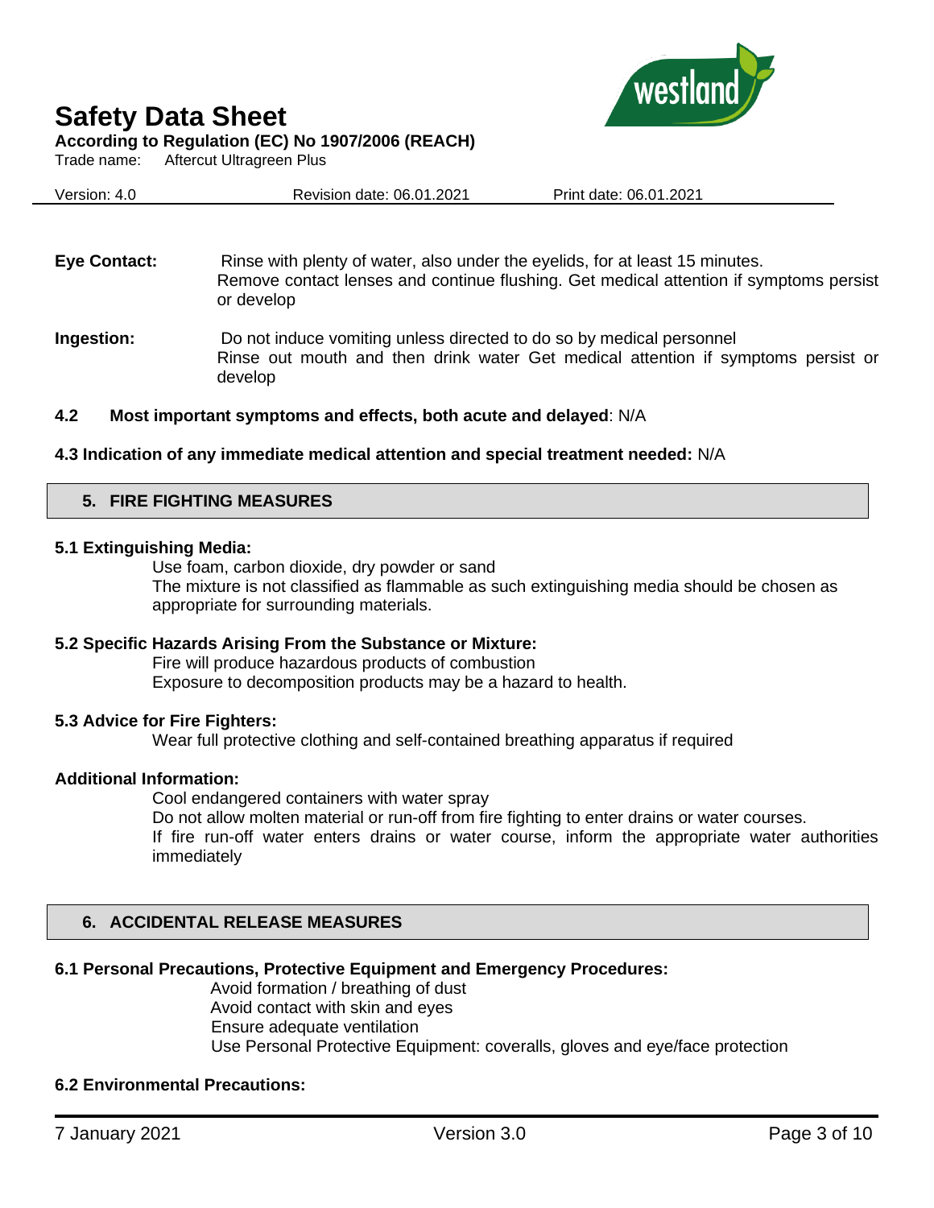**Eye Contact:** Rinse with plenty of water, also under the eyelids, for at least 15 minutes. Remove contact lenses and continue flushing. Get medical attention if symptoms persist or develop

**Ingestion:** Do not induce vomiting unless directed to do so by medical personnel
Rinse out mouth and then drink water Get medical attention if symptoms persist or develop

**4.2 Most important symptoms and effects, both acute and delayed**: N/A

**4.3 Indication of any immediate medical attention and special treatment needed:** N/A

## 5. FIRE FIGHTING MEASURES

**5.1 Extinguishing Media:**

Use foam, carbon dioxide, dry powder or sand
The mixture is not classified as flammable as such extinguishing media should be chosen as appropriate for surrounding materials.

**5.2 Specific Hazards Arising From the Substance or Mixture:**

Fire will produce hazardous products of combustion
Exposure to decomposition products may be a hazard to health.

**5.3 Advice for Fire Fighters:**

Wear full protective clothing and self-contained breathing apparatus if required

**Additional Information:**

Cool endangered containers with water spray
Do not allow molten material or run-off from fire fighting to enter drains or water courses.
If fire run-off water enters drains or water course, inform the appropriate water authorities immediately

## 6. ACCIDENTAL RELEASE MEASURES

**6.1 Personal Precautions, Protective Equipment and Emergency Procedures:**

Avoid formation / breathing of dust
Avoid contact with skin and eyes
Ensure adequate ventilation
Use Personal Protective Equipment: coveralls, gloves and eye/face protection

**6.2 Environmental Precautions:**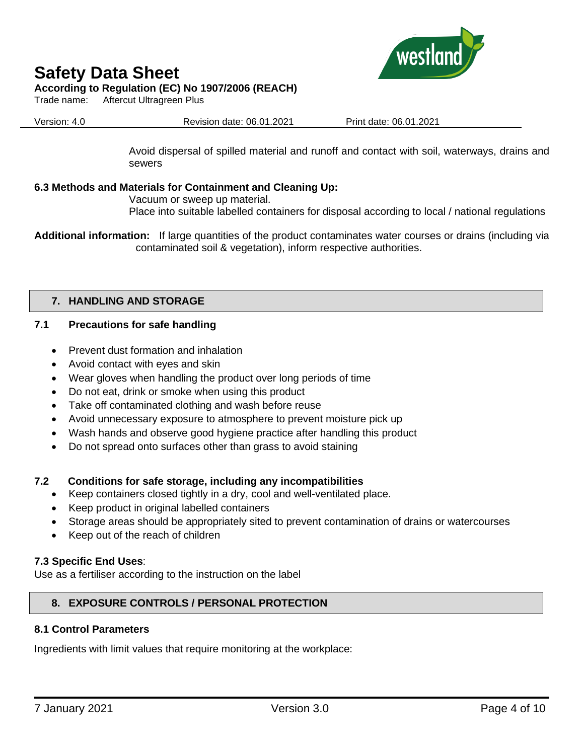Avoid dispersal of spilled material and runoff and contact with soil, waterways, drains and sewers

**6.3 Methods and Materials for Containment and Cleaning Up:**

Vacuum or sweep up material.
Place into suitable labelled containers for disposal according to local / national regulations

**Additional information:** If large quantities of the product contaminates water courses or drains (including via contaminated soil & vegetation), inform respective authorities.

## 7. HANDLING AND STORAGE

### 7.1 Precautions for safe handling

- Prevent dust formation and inhalation
- Avoid contact with eyes and skin
- Wear gloves when handling the product over long periods of time
- Do not eat, drink or smoke when using this product
- Take off contaminated clothing and wash before reuse
- Avoid unnecessary exposure to atmosphere to prevent moisture pick up
- Wash hands and observe good hygiene practice after handling this product
- Do not spread onto surfaces other than grass to avoid staining

### 7.2 Conditions for safe storage, including any incompatibilities

- Keep containers closed tightly in a dry, cool and well-ventilated place.
- Keep product in original labelled containers
- Storage areas should be appropriately sited to prevent contamination of drains or watercourses
- Keep out of the reach of children

**7.3 Specific End Uses**:
Use as a fertiliser according to the instruction on the label

## 8. EXPOSURE CONTROLS / PERSONAL PROTECTION

**8.1 Control Parameters**

Ingredients with limit values that require monitoring at the workplace: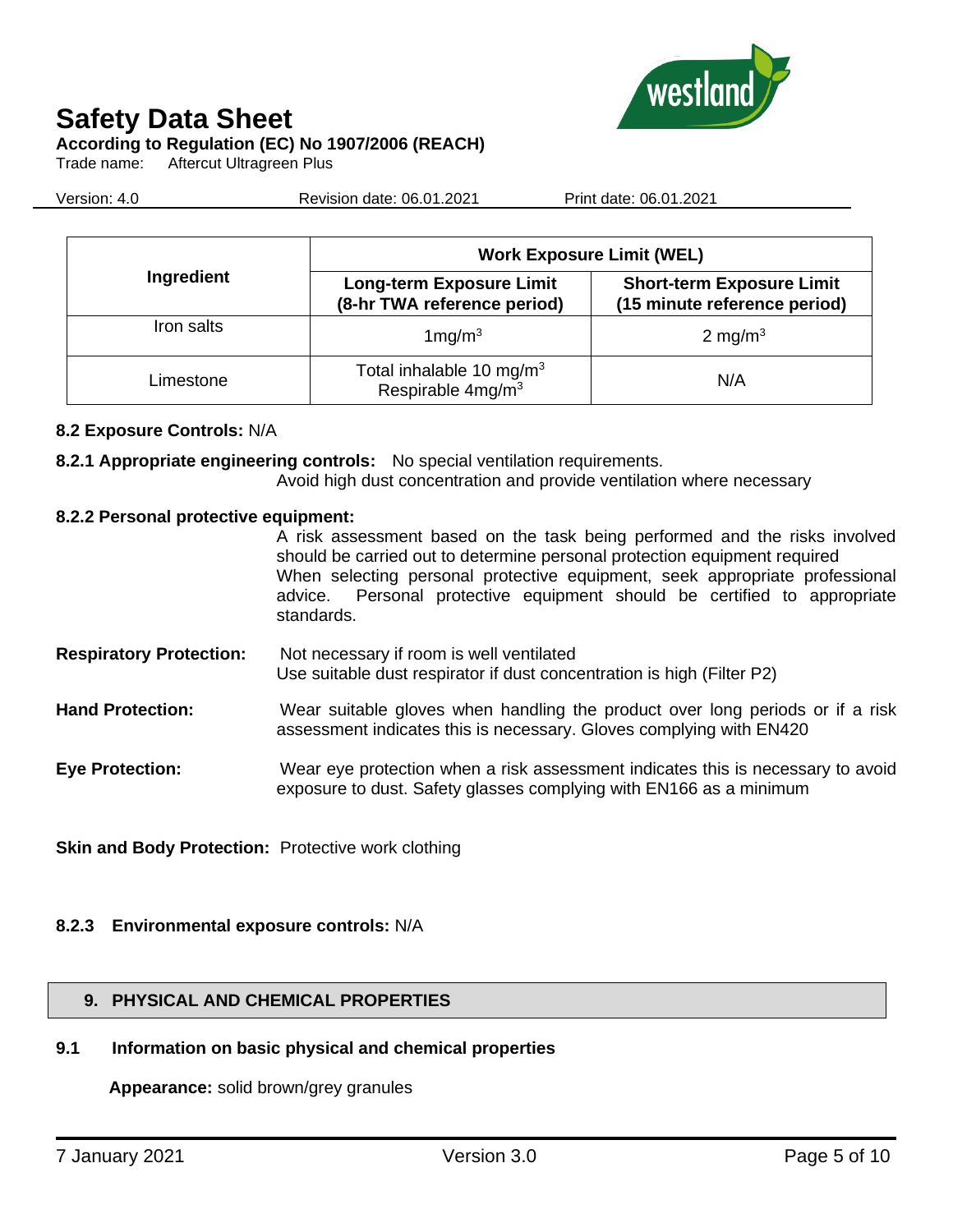| Ingredient | Work Exposure Limit (WEL) | |
|---|---|---|
| | **Long-term Exposure Limit (8-hr TWA reference period)** | **Short-term Exposure Limit (15 minute reference period)** |
| Iron salts | 1mg/m$^3$ | 2 mg/m$^3$ |
| Limestone | Total inhalable 10 mg/m$^3$ Respirable 4mg/m$^3$ | N/A |

**8.2 Exposure Controls:** N/A

**8.2.1 Appropriate engineering controls:** No special ventilation requirements.
Avoid high dust concentration and provide ventilation where necessary

**8.2.2 Personal protective equipment:**

A risk assessment based on the task being performed and the risks involved should be carried out to determine personal protection equipment required
When selecting personal protective equipment, seek appropriate professional advice. Personal protective equipment should be certified to appropriate standards.

**Respiratory Protection:** Not necessary if room is well ventilated
Use suitable dust respirator if dust concentration is high (Filter P2)

**Hand Protection:** Wear suitable gloves when handling the product over long periods or if a risk assessment indicates this is necessary. Gloves complying with EN420

**Eye Protection:** Wear eye protection when a risk assessment indicates this is necessary to avoid exposure to dust. Safety glasses complying with EN166 as a minimum

**Skin and Body Protection:** Protective work clothing

**8.2.3 Environmental exposure controls:** N/A

## 9. PHYSICAL AND CHEMICAL PROPERTIES

### 9.1 Information on basic physical and chemical properties

**Appearance:** solid brown/grey granules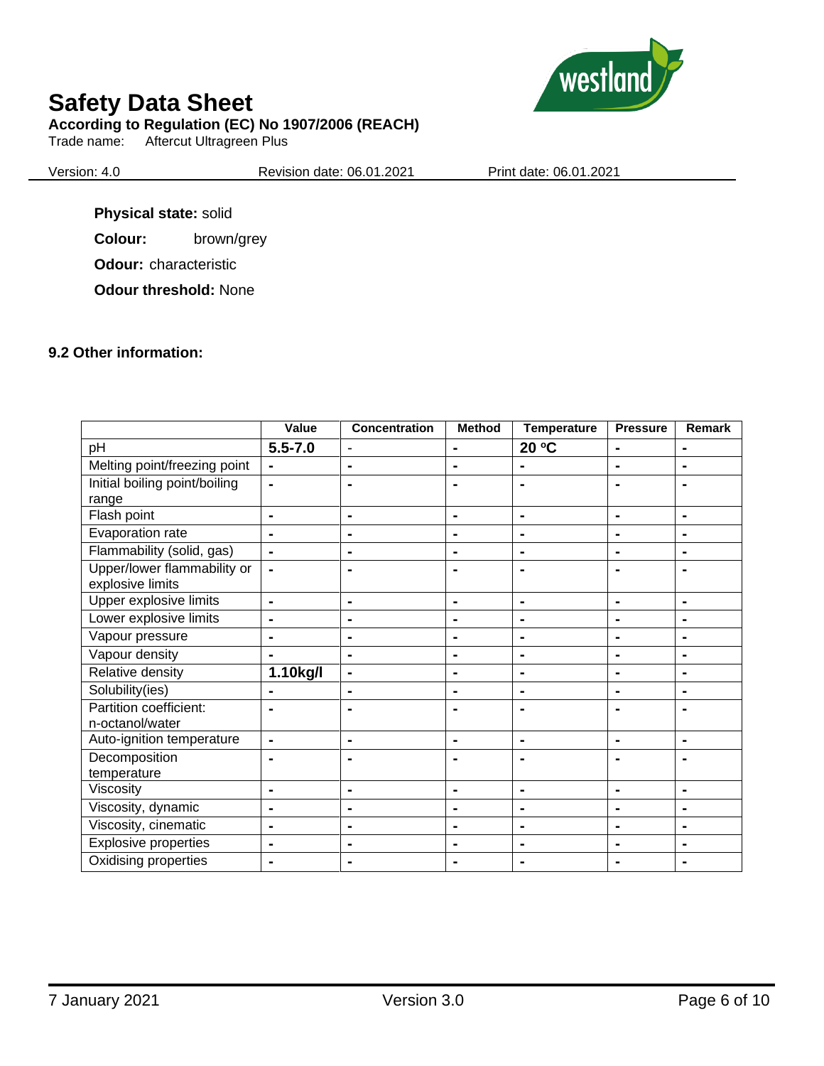**Physical state:** solid

**Colour:** brown/grey

**Odour:** characteristic

**Odour threshold:** None

### 9.2 Other information:

| | Value | Concentration | Method | Temperature | Pressure | Remark |
|---|---|---|---|---|---|---|
| pH | **5.5-7.0** | - | - | **20 ºC** | - | - |
| Melting point/freezing point | - | - | - | - | - | - |
| Initial boiling point/boiling range | - | - | - | - | - | - |
| Flash point | - | - | - | - | - | - |
| Evaporation rate | - | - | - | - | - | - |
| Flammability (solid, gas) | - | - | - | - | - | - |
| Upper/lower flammability or explosive limits | - | - | - | - | - | - |
| Upper explosive limits | - | - | - | - | - | - |
| Lower explosive limits | - | - | - | - | - | - |
| Vapour pressure | - | - | - | - | - | - |
| Vapour density | - | - | - | - | - | - |
| Relative density | **1.10kg/l** | - | - | - | - | - |
| Solubility(ies) | - | - | - | - | - | - |
| Partition coefficient: n-octanol/water | - | - | - | - | - | - |
| Auto-ignition temperature | - | - | - | - | - | - |
| Decomposition temperature | - | - | - | - | - | - |
| Viscosity | - | - | - | - | - | - |
| Viscosity, dynamic | - | - | - | - | - | - |
| Viscosity, cinematic | - | - | - | - | - | - |
| Explosive properties | - | - | - | - | - | - |
| Oxidising properties | - | - | - | - | - | - |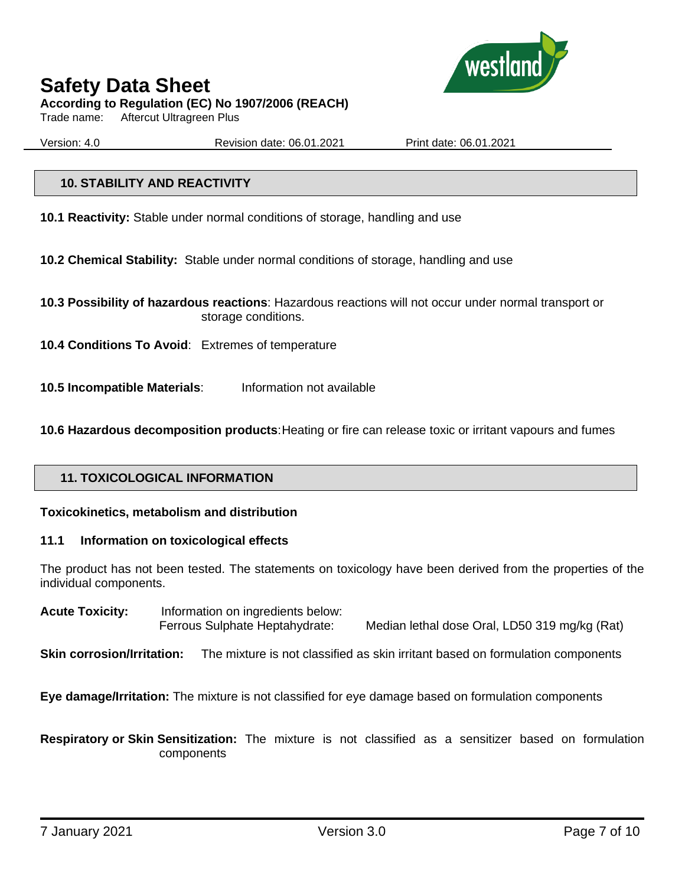## 10. STABILITY AND REACTIVITY

**10.1 Reactivity:** Stable under normal conditions of storage, handling and use

**10.2 Chemical Stability:** Stable under normal conditions of storage, handling and use

**10.3 Possibility of hazardous reactions**: Hazardous reactions will not occur under normal transport or storage conditions.

**10.4 Conditions To Avoid**: Extremes of temperature

**10.5 Incompatible Materials**: Information not available

**10.6 Hazardous decomposition products**: Heating or fire can release toxic or irritant vapours and fumes

## 11. TOXICOLOGICAL INFORMATION

**Toxicokinetics, metabolism and distribution**

### 11.1 Information on toxicological effects

The product has not been tested. The statements on toxicology have been derived from the properties of the individual components.

**Acute Toxicity:** Information on ingredients below:
Ferrous Sulphate Heptahydrate: Median lethal dose Oral, LD50 319 mg/kg (Rat)

**Skin corrosion/Irritation:** The mixture is not classified as skin irritant based on formulation components

**Eye damage/Irritation:** The mixture is not classified for eye damage based on formulation components

**Respiratory or Skin Sensitization:** The mixture is not classified as a sensitizer based on formulation components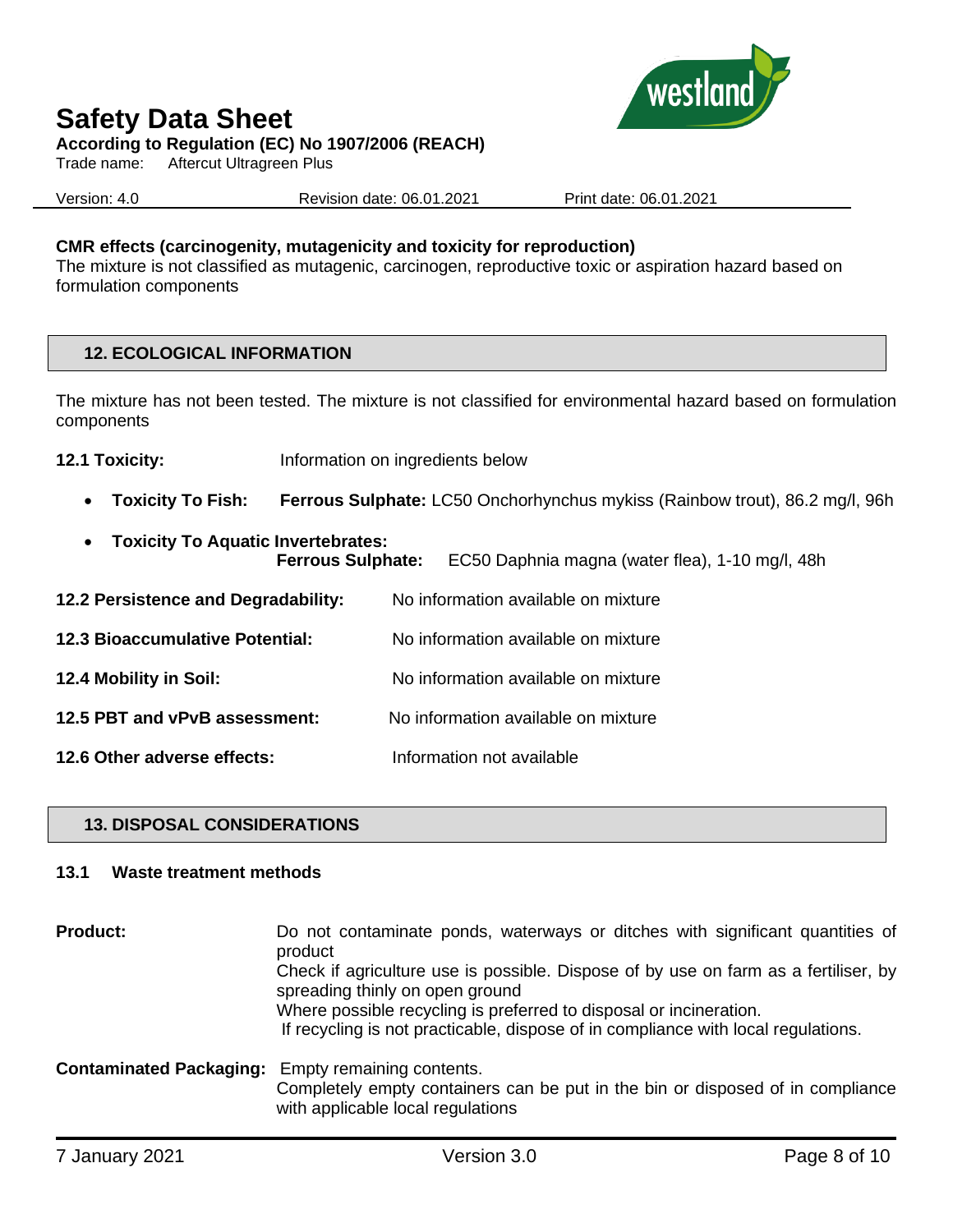**CMR effects (carcinogenity, mutagenicity and toxicity for reproduction)**
The mixture is not classified as mutagenic, carcinogen, reproductive toxic or aspiration hazard based on formulation components

## 12. ECOLOGICAL INFORMATION

The mixture has not been tested. The mixture is not classified for environmental hazard based on formulation components

**12.1 Toxicity:** Information on ingredients below

- **Toxicity To Fish:** **Ferrous Sulphate:** LC50 Onchorhynchus mykiss (Rainbow trout), 86.2 mg/l, 96h
- **Toxicity To Aquatic Invertebrates:**
  **Ferrous Sulphate:** EC50 Daphnia magna (water flea), 1-10 mg/l, 48h

**12.2 Persistence and Degradability:** No information available on mixture

**12.3 Bioaccumulative Potential:** No information available on mixture

**12.4 Mobility in Soil:** No information available on mixture

**12.5 PBT and vPvB assessment:** No information available on mixture

**12.6 Other adverse effects:** Information not available

## 13. DISPOSAL CONSIDERATIONS

### 13.1 Waste treatment methods

**Product:** Do not contaminate ponds, waterways or ditches with significant quantities of product
Check if agriculture use is possible. Dispose of by use on farm as a fertiliser, by spreading thinly on open ground
Where possible recycling is preferred to disposal or incineration.
If recycling is not practicable, dispose of in compliance with local regulations.

**Contaminated Packaging:** Empty remaining contents.
Completely empty containers can be put in the bin or disposed of in compliance with applicable local regulations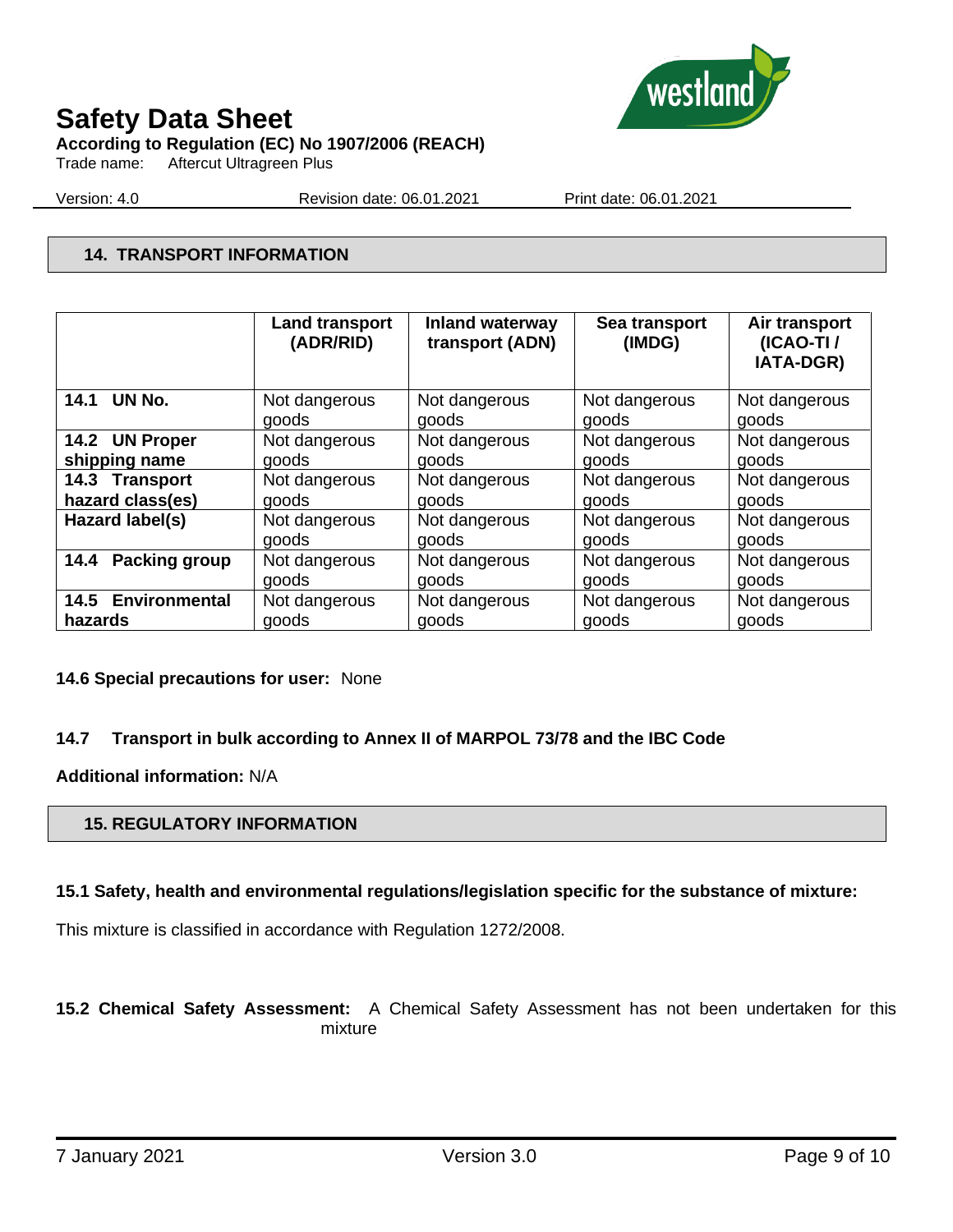## 14. TRANSPORT INFORMATION

| | Land transport (ADR/RID) | Inland waterway transport (ADN) | Sea transport (IMDG) | Air transport (ICAO-TI / IATA-DGR) |
|---|---|---|---|---|
| **14.1 UN No.** | Not dangerous goods | Not dangerous goods | Not dangerous goods | Not dangerous goods |
| **14.2 UN Proper shipping name** | Not dangerous goods | Not dangerous goods | Not dangerous goods | Not dangerous goods |
| **14.3 Transport hazard class(es)** | Not dangerous goods | Not dangerous goods | Not dangerous goods | Not dangerous goods |
| **Hazard label(s)** | Not dangerous goods | Not dangerous goods | Not dangerous goods | Not dangerous goods |
| **14.4 Packing group** | Not dangerous goods | Not dangerous goods | Not dangerous goods | Not dangerous goods |
| **14.5 Environmental hazards** | Not dangerous goods | Not dangerous goods | Not dangerous goods | Not dangerous goods |

**14.6 Special precautions for user:** None

**14.7 Transport in bulk according to Annex II of MARPOL 73/78 and the IBC Code**

**Additional information:** N/A

## 15. REGULATORY INFORMATION

**15.1 Safety, health and environmental regulations/legislation specific for the substance of mixture:**

This mixture is classified in accordance with Regulation 1272/2008.

**15.2 Chemical Safety Assessment:** A Chemical Safety Assessment has not been undertaken for this mixture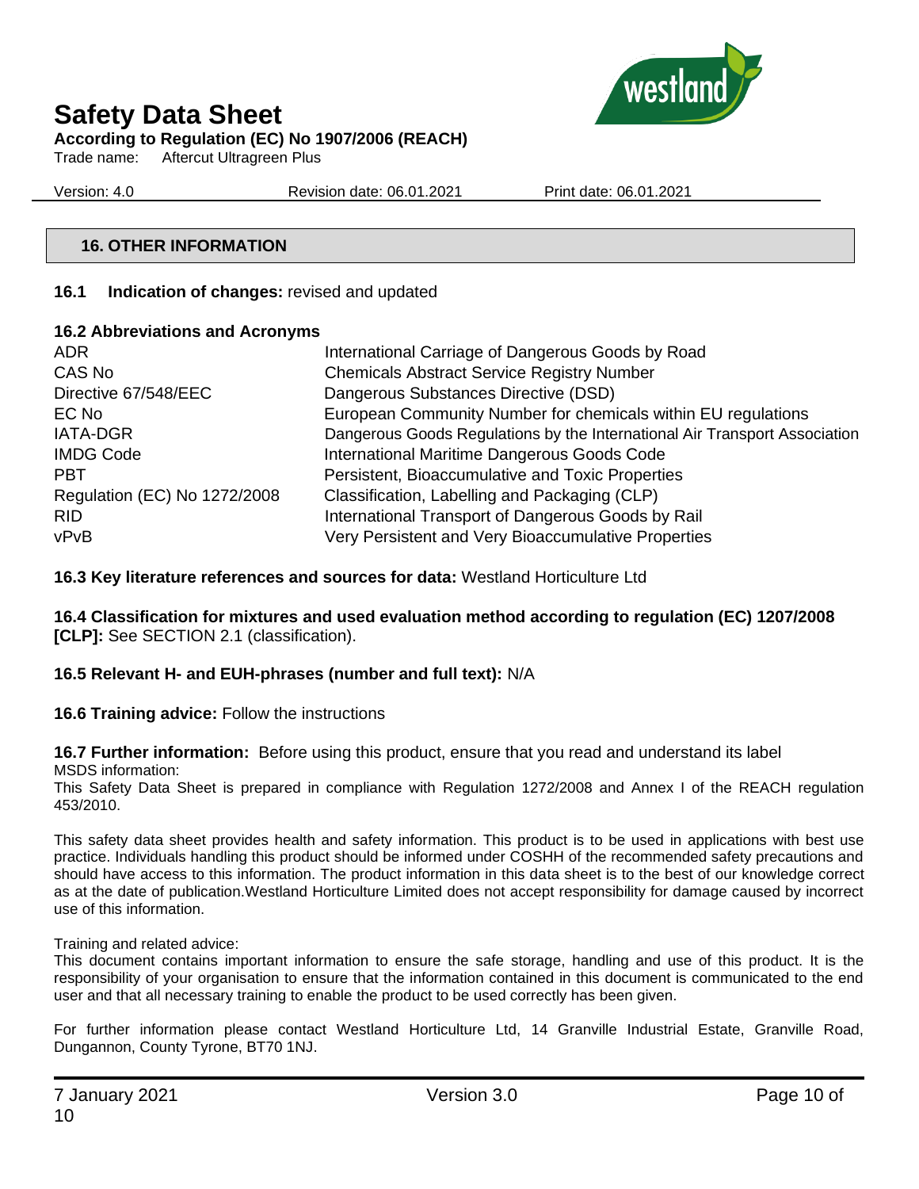## 16. OTHER INFORMATION

**16.1 Indication of changes:** revised and updated

**16.2 Abbreviations and Acronyms**

| | |
|---|---|
| ADR | International Carriage of Dangerous Goods by Road |
| CAS No | Chemicals Abstract Service Registry Number |
| Directive 67/548/EEC | Dangerous Substances Directive (DSD) |
| EC No | European Community Number for chemicals within EU regulations |
| IATA-DGR | Dangerous Goods Regulations by the International Air Transport Association |
| IMDG Code | International Maritime Dangerous Goods Code |
| PBT | Persistent, Bioaccumulative and Toxic Properties |
| Regulation (EC) No 1272/2008 | Classification, Labelling and Packaging (CLP) |
| RID | International Transport of Dangerous Goods by Rail |
| vPvB | Very Persistent and Very Bioaccumulative Properties |

**16.3 Key literature references and sources for data:** Westland Horticulture Ltd

**16.4 Classification for mixtures and used evaluation method according to regulation (EC) 1207/2008 [CLP]:** See SECTION 2.1 (classification).

**16.5 Relevant H- and EUH-phrases (number and full text):** N/A

**16.6 Training advice:** Follow the instructions

**16.7 Further information:** Before using this product, ensure that you read and understand its label

MSDS information:

This Safety Data Sheet is prepared in compliance with Regulation 1272/2008 and Annex I of the REACH regulation 453/2010.

This safety data sheet provides health and safety information. This product is to be used in applications with best use practice. Individuals handling this product should be informed under COSHH of the recommended safety precautions and should have access to this information. The product information in this data sheet is to the best of our knowledge correct as at the date of publication.Westland Horticulture Limited does not accept responsibility for damage caused by incorrect use of this information.

Training and related advice:

This document contains important information to ensure the safe storage, handling and use of this product. It is the responsibility of your organisation to ensure that the information contained in this document is communicated to the end user and that all necessary training to enable the product to be used correctly has been given.

For further information please contact Westland Horticulture Ltd, 14 Granville Industrial Estate, Granville Road, Dungannon, County Tyrone, BT70 1NJ.